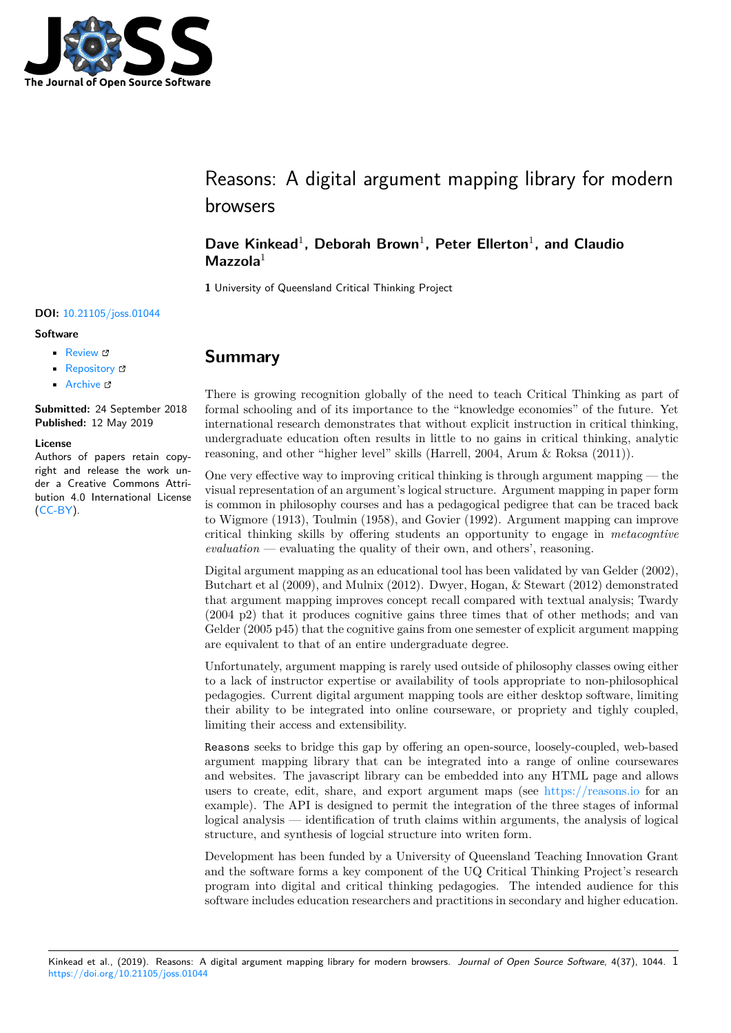# Reasons: A digital argument mapping library for modern browsers

**Dave Kinkead**[1], **Deborah Brown**[1], **Peter Ellerton**[1], **and Claudio Mazzola**[1]

**1** University of Queensland Critical Thinking Project

**DOI:** 10.21105/joss.01044

**Software**

- Review
- Repository
- Archive

**Submitted:** 24 September 2018
**Published:** 12 May 2019

**License**
Authors of papers retain copyright and release the work under a Creative Commons Attribution 4.0 International License (CC-BY).

## Summary

There is growing recognition globally of the need to teach Critical Thinking as part of formal schooling and of its importance to the "knowledge economies" of the future. Yet international research demonstrates that without explicit instruction in critical thinking, undergraduate education often results in little to no gains in critical thinking, analytic reasoning, and other "higher level" skills (Harrell, 2004, Arum & Roksa (2011)).

One very effective way to improving critical thinking is through argument mapping — the visual representation of an argument's logical structure. Argument mapping in paper form is common in philosophy courses and has a pedagogical pedigree that can be traced back to Wigmore (1913), Toulmin (1958), and Govier (1992). Argument mapping can improve critical thinking skills by offering students an opportunity to engage in *metacogntive evaluation* — evaluating the quality of their own, and others', reasoning.

Digital argument mapping as an educational tool has been validated by van Gelder (2002), Butchart et al (2009), and Mulnix (2012). Dwyer, Hogan, & Stewart (2012) demonstrated that argument mapping improves concept recall compared with textual analysis; Twardy (2004 p2) that it produces cognitive gains three times that of other methods; and van Gelder (2005 p45) that the cognitive gains from one semester of explicit argument mapping are equivalent to that of an entire undergraduate degree.

Unfortunately, argument mapping is rarely used outside of philosophy classes owing either to a lack of instructor expertise or availability of tools appropriate to non-philosophical pedagogies. Current digital argument mapping tools are either desktop software, limiting their ability to be integrated into online courseware, or propriety and tighly coupled, limiting their access and extensibility.

`Reasons` seeks to bridge this gap by offering an open-source, loosely-coupled, web-based argument mapping library that can be integrated into a range of online coursewares and websites. The javascript library can be embedded into any HTML page and allows users to create, edit, share, and export argument maps (see https://reasons.io for an example). The API is designed to permit the integration of the three stages of informal logical analysis — identification of truth claims within arguments, the analysis of logical structure, and synthesis of logcial structure into writen form.

Development has been funded by a University of Queensland Teaching Innovation Grant and the software forms a key component of the UQ Critical Thinking Project's research program into digital and critical thinking pedagogies. The intended audience for this software includes education researchers and practitions in secondary and higher education.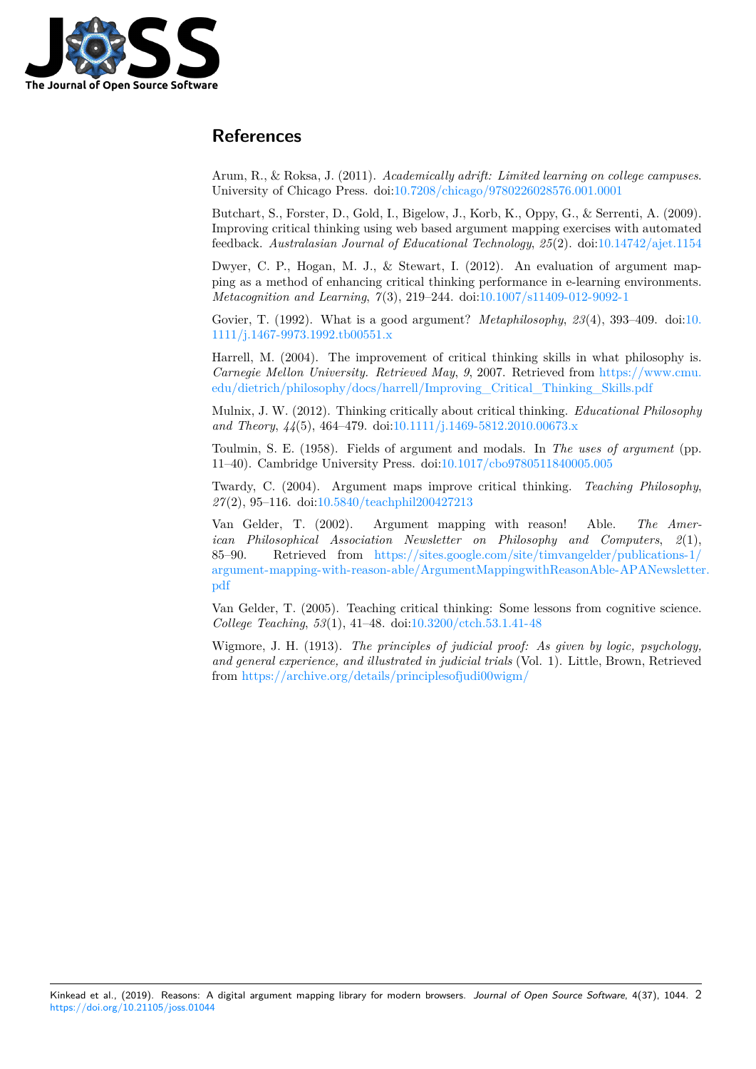## References

Arum, R., & Roksa, J. (2011). *Academically adrift: Limited learning on college campuses*. University of Chicago Press. doi:10.7208/chicago/9780226028576.001.0001

Butchart, S., Forster, D., Gold, I., Bigelow, J., Korb, K., Oppy, G., & Serrenti, A. (2009). Improving critical thinking using web based argument mapping exercises with automated feedback. *Australasian Journal of Educational Technology*, *25*(2). doi:10.14742/ajet.1154

Dwyer, C. P., Hogan, M. J., & Stewart, I. (2012). An evaluation of argument mapping as a method of enhancing critical thinking performance in e-learning environments. *Metacognition and Learning*, *7*(3), 219–244. doi:10.1007/s11409-012-9092-1

Govier, T. (1992). What is a good argument? *Metaphilosophy*, *23*(4), 393–409. doi:10.1111/j.1467-9973.1992.tb00551.x

Harrell, M. (2004). The improvement of critical thinking skills in what philosophy is. *Carnegie Mellon University. Retrieved May*, *9*, 2007. Retrieved from https://www.cmu.edu/dietrich/philosophy/docs/harrell/Improving_Critical_Thinking_Skills.pdf

Mulnix, J. W. (2012). Thinking critically about critical thinking. *Educational Philosophy and Theory*, *44*(5), 464–479. doi:10.1111/j.1469-5812.2010.00673.x

Toulmin, S. E. (1958). Fields of argument and modals. In *The uses of argument* (pp. 11–40). Cambridge University Press. doi:10.1017/cbo9780511840005.005

Twardy, C. (2004). Argument maps improve critical thinking. *Teaching Philosophy*, *27*(2), 95–116. doi:10.5840/teachphil200427213

Van Gelder, T. (2002). Argument mapping with reason! Able. *The American Philosophical Association Newsletter on Philosophy and Computers*, *2*(1), 85–90. Retrieved from https://sites.google.com/site/timvangelder/publications-1/argument-mapping-with-reason-able/ArgumentMappingwithReasonAble-APANewsletter.pdf

Van Gelder, T. (2005). Teaching critical thinking: Some lessons from cognitive science. *College Teaching*, *53*(1), 41–48. doi:10.3200/ctch.53.1.41-48

Wigmore, J. H. (1913). *The principles of judicial proof: As given by logic, psychology, and general experience, and illustrated in judicial trials* (Vol. 1). Little, Brown, Retrieved from https://archive.org/details/principlesofjudi00wigm/